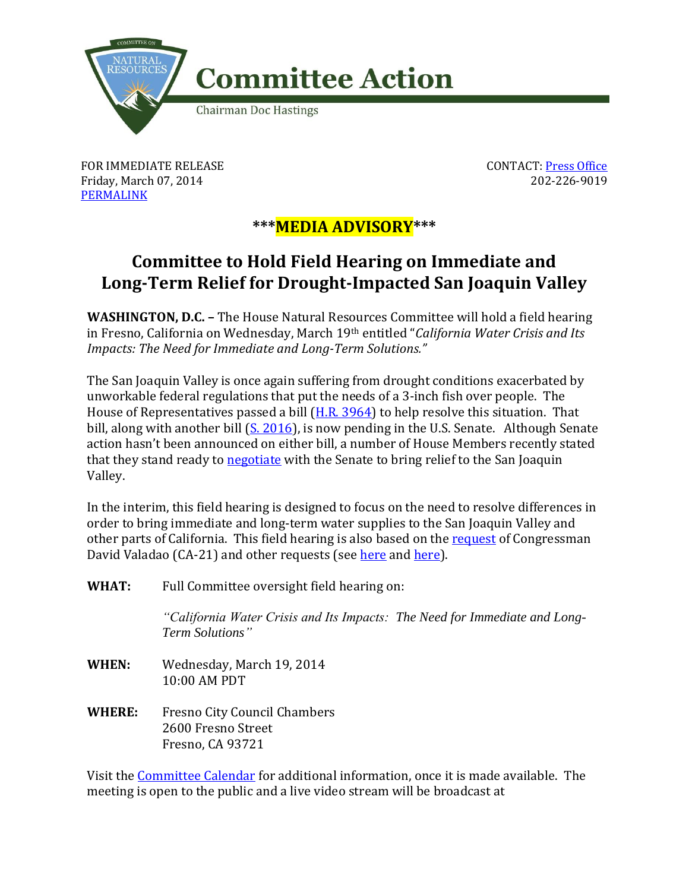COMMITTEE ON NATURAL RESOURCES

# Committee Action

Chairman Doc Hastings

FOR IMMEDIATE RELEASE
Friday, March 07, 2014
PERMALINK

CONTACT: Press Office
202-226-9019

***MEDIA ADVISORY***

## Committee to Hold Field Hearing on Immediate and Long-Term Relief for Drought-Impacted San Joaquin Valley

**WASHINGTON, D.C. –** The House Natural Resources Committee will hold a field hearing in Fresno, California on Wednesday, March 19th entitled "*California Water Crisis and Its Impacts: The Need for Immediate and Long-Term Solutions.*"

The San Joaquin Valley is once again suffering from drought conditions exacerbated by unworkable federal regulations that put the needs of a 3-inch fish over people. The House of Representatives passed a bill (H.R. 3964) to help resolve this situation. That bill, along with another bill (S. 2016), is now pending in the U.S. Senate. Although Senate action hasn't been announced on either bill, a number of House Members recently stated that they stand ready to negotiate with the Senate to bring relief to the San Joaquin Valley.

In the interim, this field hearing is designed to focus on the need to resolve differences in order to bring immediate and long-term water supplies to the San Joaquin Valley and other parts of California. This field hearing is also based on the request of Congressman David Valadao (CA-21) and other requests (see here and here).

**WHAT:** Full Committee oversight field hearing on:

*"California Water Crisis and Its Impacts: The Need for Immediate and Long-Term Solutions"*

**WHEN:** Wednesday, March 19, 2014
10:00 AM PDT

**WHERE:** Fresno City Council Chambers
2600 Fresno Street
Fresno, CA 93721

Visit the Committee Calendar for additional information, once it is made available. The meeting is open to the public and a live video stream will be broadcast at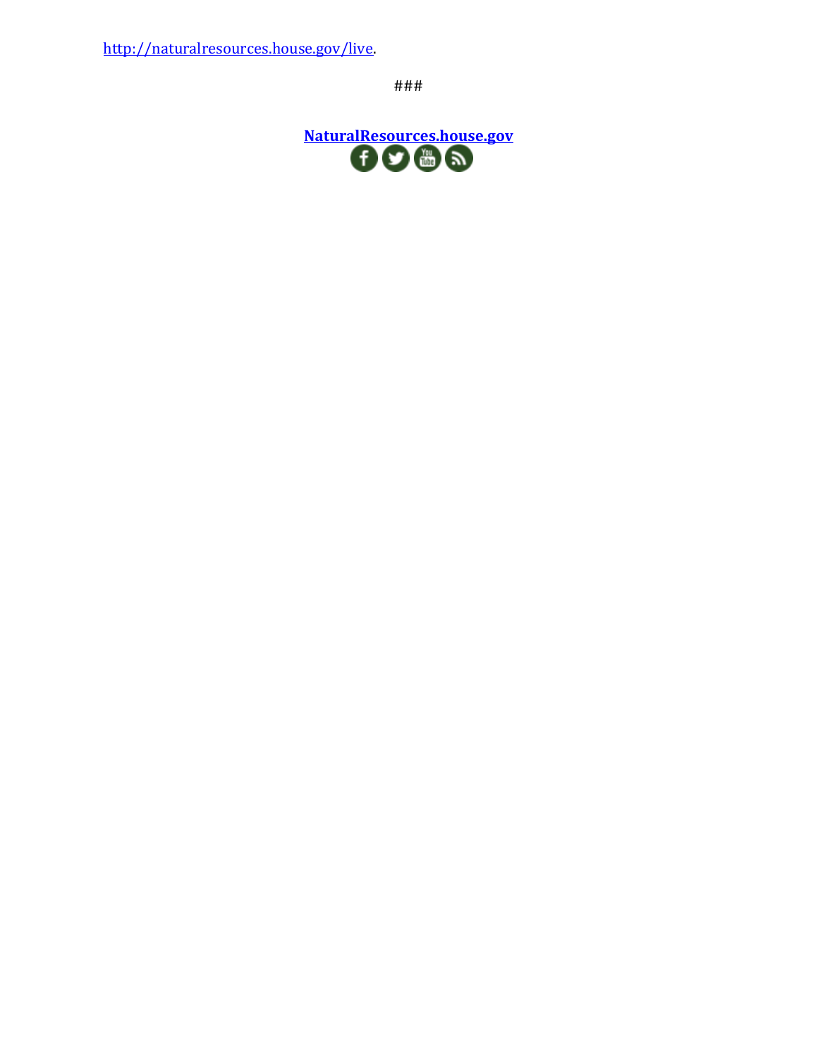http://naturalresources.house.gov/live.

###

**NaturalResources.house.gov**